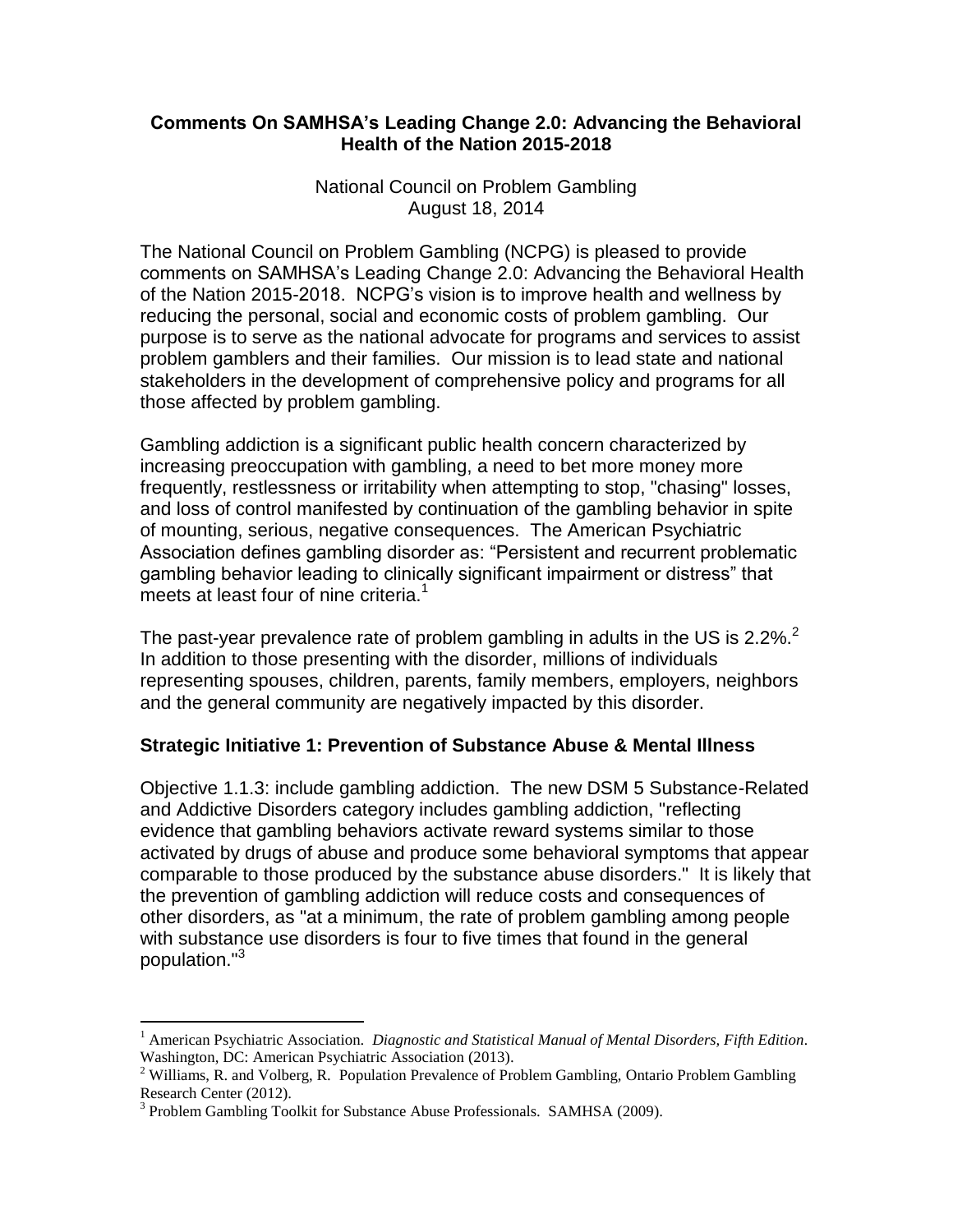**Comments On SAMHSA's Leading Change 2.0: Advancing the Behavioral Health of the Nation 2015-2018**

National Council on Problem Gambling
August 18, 2014

The National Council on Problem Gambling (NCPG) is pleased to provide comments on SAMHSA's Leading Change 2.0: Advancing the Behavioral Health of the Nation 2015-2018. NCPG's vision is to improve health and wellness by reducing the personal, social and economic costs of problem gambling. Our purpose is to serve as the national advocate for programs and services to assist problem gamblers and their families. Our mission is to lead state and national stakeholders in the development of comprehensive policy and programs for all those affected by problem gambling.

Gambling addiction is a significant public health concern characterized by increasing preoccupation with gambling, a need to bet more money more frequently, restlessness or irritability when attempting to stop, "chasing" losses, and loss of control manifested by continuation of the gambling behavior in spite of mounting, serious, negative consequences. The American Psychiatric Association defines gambling disorder as: "Persistent and recurrent problematic gambling behavior leading to clinically significant impairment or distress" that meets at least four of nine criteria.[1]

The past-year prevalence rate of problem gambling in adults in the US is 2.2%.[2] In addition to those presenting with the disorder, millions of individuals representing spouses, children, parents, family members, employers, neighbors and the general community are negatively impacted by this disorder.

## Strategic Initiative 1: Prevention of Substance Abuse & Mental Illness

Objective 1.1.3: include gambling addiction. The new DSM 5 Substance-Related and Addictive Disorders category includes gambling addiction, "reflecting evidence that gambling behaviors activate reward systems similar to those activated by drugs of abuse and produce some behavioral symptoms that appear comparable to those produced by the substance abuse disorders." It is likely that the prevention of gambling addiction will reduce costs and consequences of other disorders, as "at a minimum, the rate of problem gambling among people with substance use disorders is four to five times that found in the general population."[3]

---

[1] American Psychiatric Association. *Diagnostic and Statistical Manual of Mental Disorders, Fifth Edition*. Washington, DC: American Psychiatric Association (2013).

[2] Williams, R. and Volberg, R. Population Prevalence of Problem Gambling, Ontario Problem Gambling Research Center (2012).

[3] Problem Gambling Toolkit for Substance Abuse Professionals. SAMHSA (2009).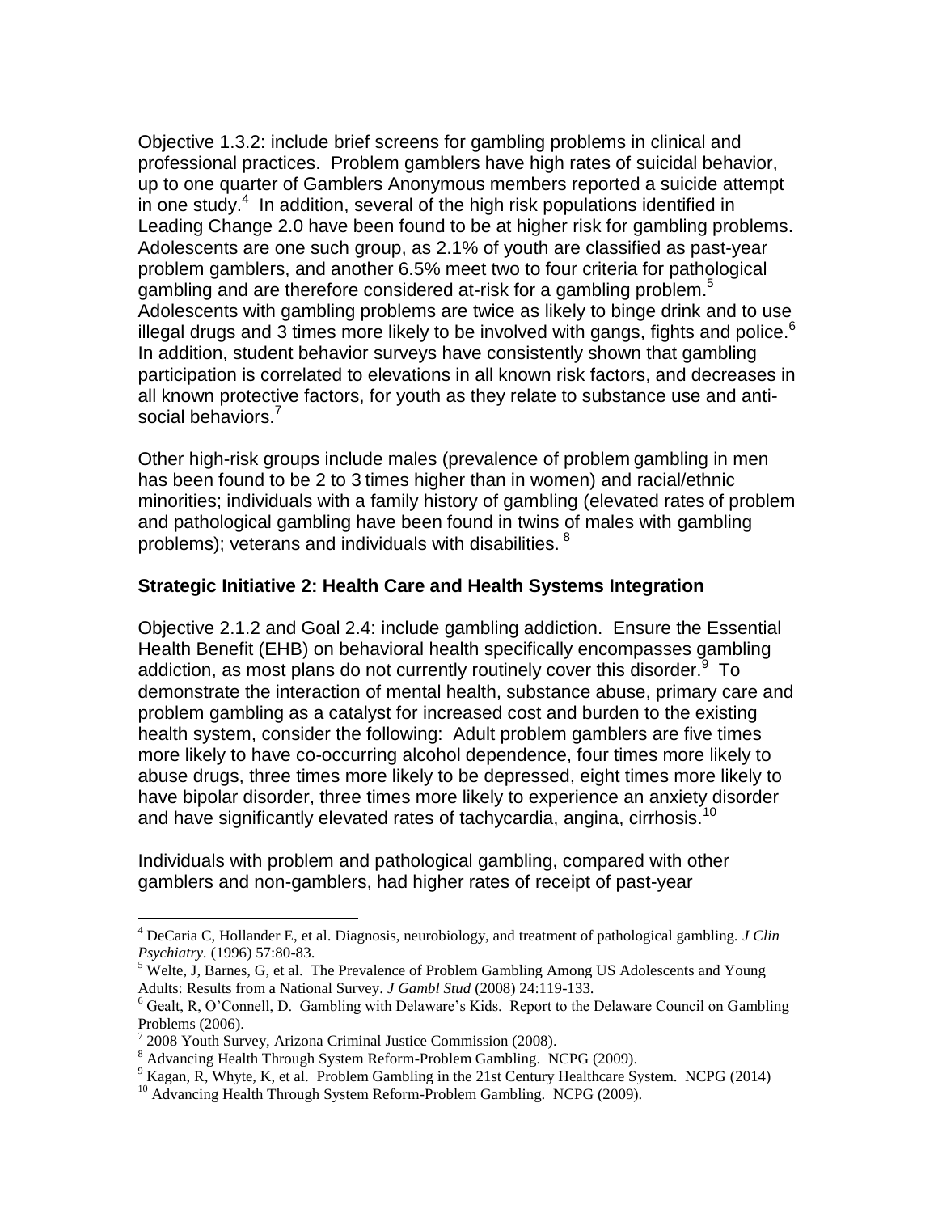Objective 1.3.2: include brief screens for gambling problems in clinical and professional practices. Problem gamblers have high rates of suicidal behavior, up to one quarter of Gamblers Anonymous members reported a suicide attempt in one study.[4] In addition, several of the high risk populations identified in Leading Change 2.0 have been found to be at higher risk for gambling problems. Adolescents are one such group, as 2.1% of youth are classified as past-year problem gamblers, and another 6.5% meet two to four criteria for pathological gambling and are therefore considered at-risk for a gambling problem.[5] Adolescents with gambling problems are twice as likely to binge drink and to use illegal drugs and 3 times more likely to be involved with gangs, fights and police.[6] In addition, student behavior surveys have consistently shown that gambling participation is correlated to elevations in all known risk factors, and decreases in all known protective factors, for youth as they relate to substance use and anti-social behaviors.[7]

Other high-risk groups include males (prevalence of problem gambling in men has been found to be 2 to 3 times higher than in women) and racial/ethnic minorities; individuals with a family history of gambling (elevated rates of problem and pathological gambling have been found in twins of males with gambling problems); veterans and individuals with disabilities. [8]

**Strategic Initiative 2: Health Care and Health Systems Integration**

Objective 2.1.2 and Goal 2.4: include gambling addiction. Ensure the Essential Health Benefit (EHB) on behavioral health specifically encompasses gambling addiction, as most plans do not currently routinely cover this disorder.[9] To demonstrate the interaction of mental health, substance abuse, primary care and problem gambling as a catalyst for increased cost and burden to the existing health system, consider the following: Adult problem gamblers are five times more likely to have co-occurring alcohol dependence, four times more likely to abuse drugs, three times more likely to be depressed, eight times more likely to have bipolar disorder, three times more likely to experience an anxiety disorder and have significantly elevated rates of tachycardia, angina, cirrhosis.[10]

Individuals with problem and pathological gambling, compared with other gamblers and non-gamblers, had higher rates of receipt of past-year

---

[4] DeCaria C, Hollander E, et al. Diagnosis, neurobiology, and treatment of pathological gambling. *J Clin Psychiatry.* (1996) 57:80-83.

[5] Welte, J, Barnes, G, et al. The Prevalence of Problem Gambling Among US Adolescents and Young Adults: Results from a National Survey. *J Gambl Stud* (2008) 24:119-133.

[6] Gealt, R, O'Connell, D. Gambling with Delaware's Kids. Report to the Delaware Council on Gambling Problems (2006).

[7] 2008 Youth Survey, Arizona Criminal Justice Commission (2008).

[8] Advancing Health Through System Reform-Problem Gambling. NCPG (2009).

[9] Kagan, R, Whyte, K, et al. Problem Gambling in the 21st Century Healthcare System. NCPG (2014)

[10] Advancing Health Through System Reform-Problem Gambling. NCPG (2009).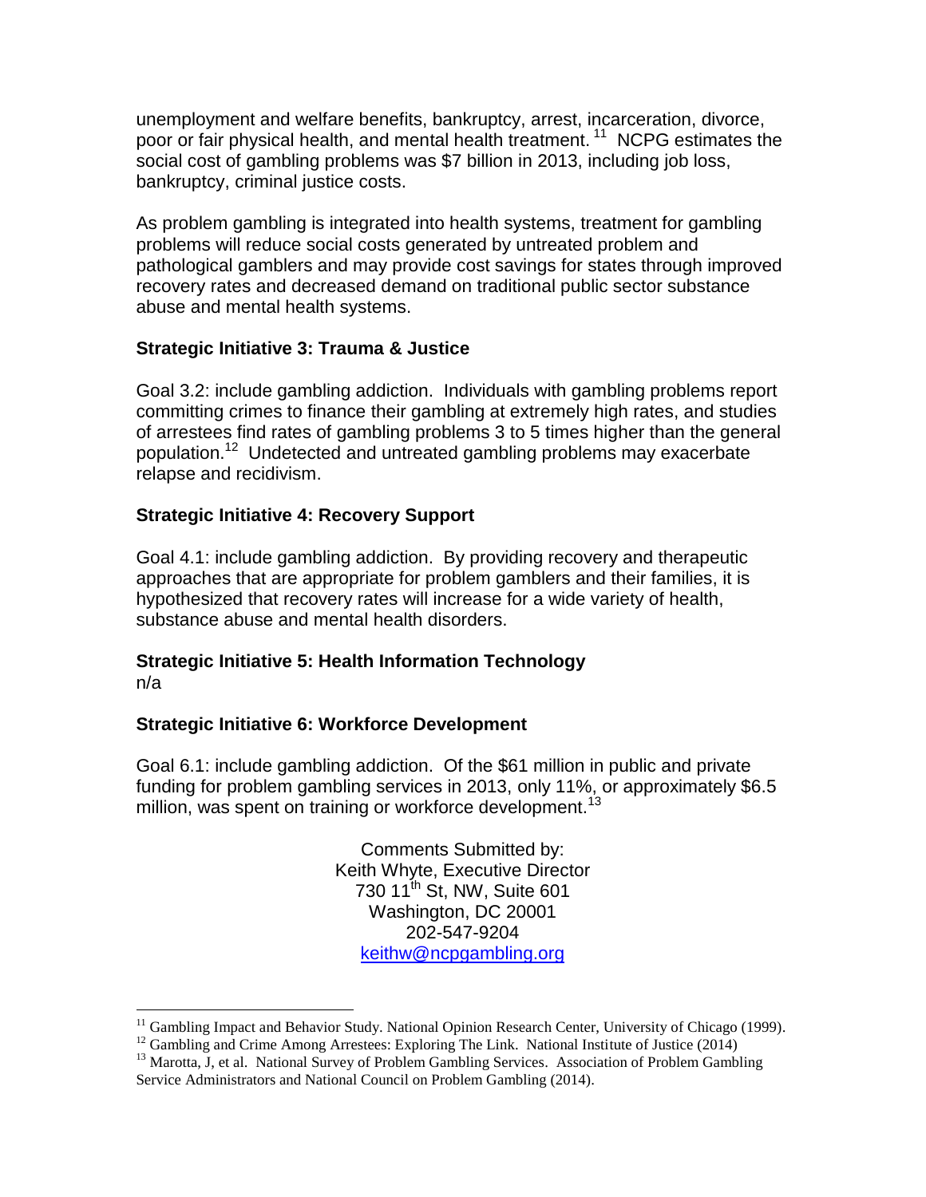unemployment and welfare benefits, bankruptcy, arrest, incarceration, divorce, poor or fair physical health, and mental health treatment.[11] NCPG estimates the social cost of gambling problems was $7 billion in 2013, including job loss, bankruptcy, criminal justice costs.

As problem gambling is integrated into health systems, treatment for gambling problems will reduce social costs generated by untreated problem and pathological gamblers and may provide cost savings for states through improved recovery rates and decreased demand on traditional public sector substance abuse and mental health systems.

**Strategic Initiative 3: Trauma & Justice**

Goal 3.2: include gambling addiction. Individuals with gambling problems report committing crimes to finance their gambling at extremely high rates, and studies of arrestees find rates of gambling problems 3 to 5 times higher than the general population.[12] Undetected and untreated gambling problems may exacerbate relapse and recidivism.

**Strategic Initiative 4: Recovery Support**

Goal 4.1: include gambling addiction. By providing recovery and therapeutic approaches that are appropriate for problem gamblers and their families, it is hypothesized that recovery rates will increase for a wide variety of health, substance abuse and mental health disorders.

**Strategic Initiative 5: Health Information Technology**
n/a

**Strategic Initiative 6: Workforce Development**

Goal 6.1: include gambling addiction. Of the $61 million in public and private funding for problem gambling services in 2013, only 11%, or approximately $6.5 million, was spent on training or workforce development.[13]

Comments Submitted by:
Keith Whyte, Executive Director
730 11th St, NW, Suite 601
Washington, DC 20001
202-547-9204
keithw@ncpgambling.org

---

[11] Gambling Impact and Behavior Study. National Opinion Research Center, University of Chicago (1999).

[12] Gambling and Crime Among Arrestees: Exploring The Link. National Institute of Justice (2014)

[13] Marotta, J, et al. National Survey of Problem Gambling Services. Association of Problem Gambling Service Administrators and National Council on Problem Gambling (2014).